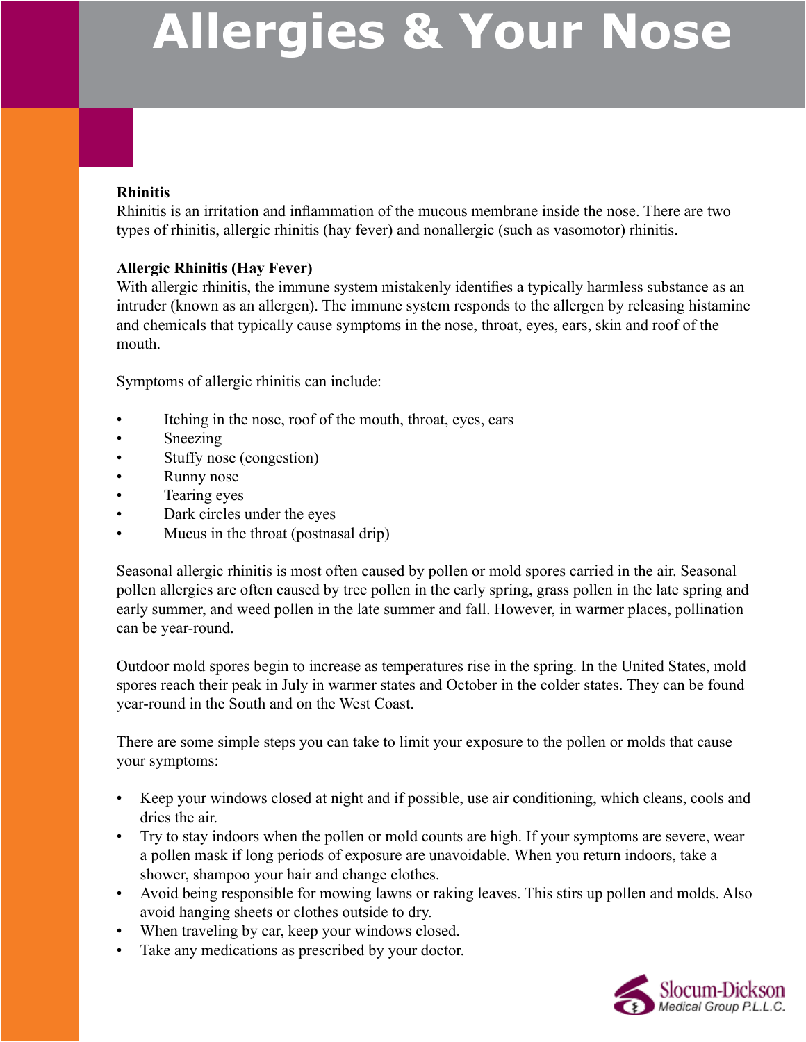# Allergies & Your Nose

**Rhinitis**

Rhinitis is an irritation and inflammation of the mucous membrane inside the nose. There are two types of rhinitis, allergic rhinitis (hay fever) and nonallergic (such as vasomotor) rhinitis.

**Allergic Rhinitis (Hay Fever)**

With allergic rhinitis, the immune system mistakenly identifies a typically harmless substance as an intruder (known as an allergen). The immune system responds to the allergen by releasing histamine and chemicals that typically cause symptoms in the nose, throat, eyes, ears, skin and roof of the mouth.

Symptoms of allergic rhinitis can include:

- Itching in the nose, roof of the mouth, throat, eyes, ears
- Sneezing
- Stuffy nose (congestion)
- Runny nose
- Tearing eyes
- Dark circles under the eyes
- Mucus in the throat (postnasal drip)

Seasonal allergic rhinitis is most often caused by pollen or mold spores carried in the air. Seasonal pollen allergies are often caused by tree pollen in the early spring, grass pollen in the late spring and early summer, and weed pollen in the late summer and fall. However, in warmer places, pollination can be year-round.

Outdoor mold spores begin to increase as temperatures rise in the spring. In the United States, mold spores reach their peak in July in warmer states and October in the colder states. They can be found year-round in the South and on the West Coast.

There are some simple steps you can take to limit your exposure to the pollen or molds that cause your symptoms:

- Keep your windows closed at night and if possible, use air conditioning, which cleans, cools and dries the air.
- Try to stay indoors when the pollen or mold counts are high. If your symptoms are severe, wear a pollen mask if long periods of exposure are unavoidable. When you return indoors, take a shower, shampoo your hair and change clothes.
- Avoid being responsible for mowing lawns or raking leaves. This stirs up pollen and molds. Also avoid hanging sheets or clothes outside to dry.
- When traveling by car, keep your windows closed.
- Take any medications as prescribed by your doctor.

Slocum-Dickson Medical Group P.L.L.C.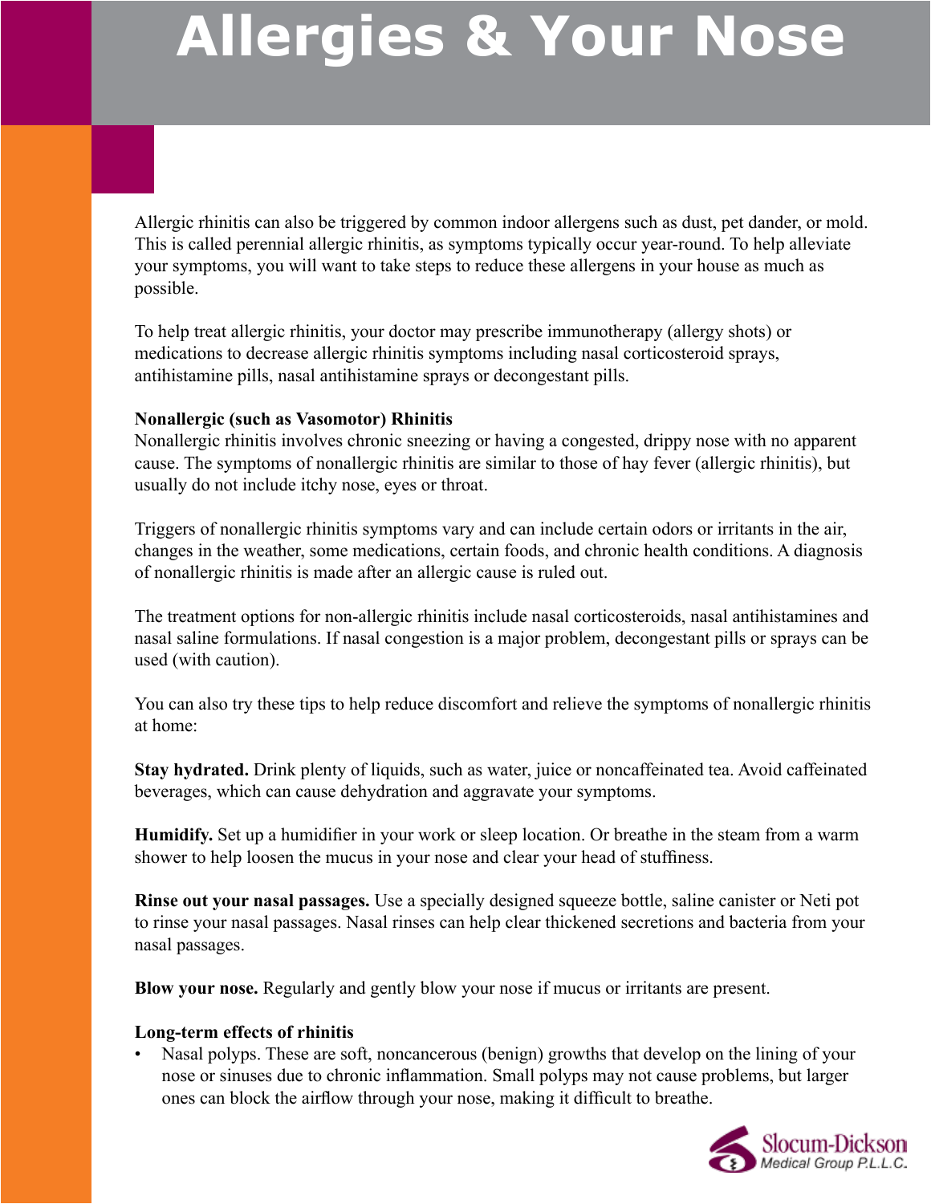# Allergies & Your Nose

Allergic rhinitis can also be triggered by common indoor allergens such as dust, pet dander, or mold. This is called perennial allergic rhinitis, as symptoms typically occur year-round. To help alleviate your symptoms, you will want to take steps to reduce these allergens in your house as much as possible.

To help treat allergic rhinitis, your doctor may prescribe immunotherapy (allergy shots) or medications to decrease allergic rhinitis symptoms including nasal corticosteroid sprays, antihistamine pills, nasal antihistamine sprays or decongestant pills.

**Nonallergic (such as Vasomotor) Rhinitis**

Nonallergic rhinitis involves chronic sneezing or having a congested, drippy nose with no apparent cause. The symptoms of nonallergic rhinitis are similar to those of hay fever (allergic rhinitis), but usually do not include itchy nose, eyes or throat.

Triggers of nonallergic rhinitis symptoms vary and can include certain odors or irritants in the air, changes in the weather, some medications, certain foods, and chronic health conditions. A diagnosis of nonallergic rhinitis is made after an allergic cause is ruled out.

The treatment options for non-allergic rhinitis include nasal corticosteroids, nasal antihistamines and nasal saline formulations. If nasal congestion is a major problem, decongestant pills or sprays can be used (with caution).

You can also try these tips to help reduce discomfort and relieve the symptoms of nonallergic rhinitis at home:

**Stay hydrated.** Drink plenty of liquids, such as water, juice or noncaffeinated tea. Avoid caffeinated beverages, which can cause dehydration and aggravate your symptoms.

**Humidify.** Set up a humidifier in your work or sleep location. Or breathe in the steam from a warm shower to help loosen the mucus in your nose and clear your head of stuffiness.

**Rinse out your nasal passages.** Use a specially designed squeeze bottle, saline canister or Neti pot to rinse your nasal passages. Nasal rinses can help clear thickened secretions and bacteria from your nasal passages.

**Blow your nose.** Regularly and gently blow your nose if mucus or irritants are present.

**Long-term effects of rhinitis**

- Nasal polyps. These are soft, noncancerous (benign) growths that develop on the lining of your nose or sinuses due to chronic inflammation. Small polyps may not cause problems, but larger ones can block the airflow through your nose, making it difficult to breathe.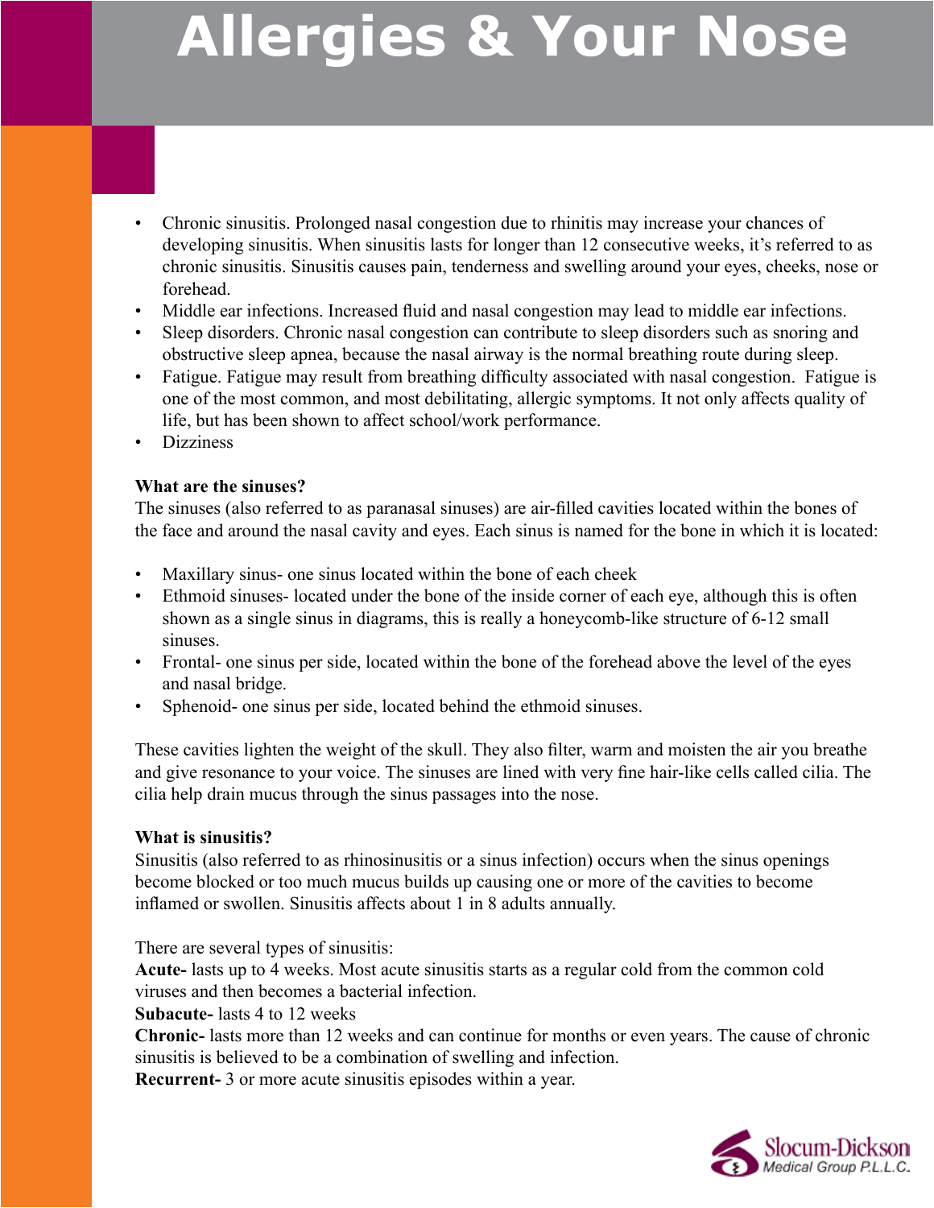- Chronic sinusitis. Prolonged nasal congestion due to rhinitis may increase your chances of developing sinusitis. When sinusitis lasts for longer than 12 consecutive weeks, it's referred to as chronic sinusitis. Sinusitis causes pain, tenderness and swelling around your eyes, cheeks, nose or forehead.
- Middle ear infections. Increased fluid and nasal congestion may lead to middle ear infections.
- Sleep disorders. Chronic nasal congestion can contribute to sleep disorders such as snoring and obstructive sleep apnea, because the nasal airway is the normal breathing route during sleep.
- Fatigue. Fatigue may result from breathing difficulty associated with nasal congestion. Fatigue is one of the most common, and most debilitating, allergic symptoms. It not only affects quality of life, but has been shown to affect school/work performance.
- Dizziness

**What are the sinuses?**

The sinuses (also referred to as paranasal sinuses) are air-filled cavities located within the bones of the face and around the nasal cavity and eyes. Each sinus is named for the bone in which it is located:

- Maxillary sinus- one sinus located within the bone of each cheek
- Ethmoid sinuses- located under the bone of the inside corner of each eye, although this is often shown as a single sinus in diagrams, this is really a honeycomb-like structure of 6-12 small sinuses.
- Frontal- one sinus per side, located within the bone of the forehead above the level of the eyes and nasal bridge.
- Sphenoid- one sinus per side, located behind the ethmoid sinuses.

These cavities lighten the weight of the skull. They also filter, warm and moisten the air you breathe and give resonance to your voice. The sinuses are lined with very fine hair-like cells called cilia. The cilia help drain mucus through the sinus passages into the nose.

**What is sinusitis?**

Sinusitis (also referred to as rhinosinusitis or a sinus infection) occurs when the sinus openings become blocked or too much mucus builds up causing one or more of the cavities to become inflamed or swollen. Sinusitis affects about 1 in 8 adults annually.

There are several types of sinusitis:

**Acute-** lasts up to 4 weeks. Most acute sinusitis starts as a regular cold from the common cold viruses and then becomes a bacterial infection.

**Subacute-** lasts 4 to 12 weeks

**Chronic-** lasts more than 12 weeks and can continue for months or even years. The cause of chronic sinusitis is believed to be a combination of swelling and infection.

**Recurrent-** 3 or more acute sinusitis episodes within a year.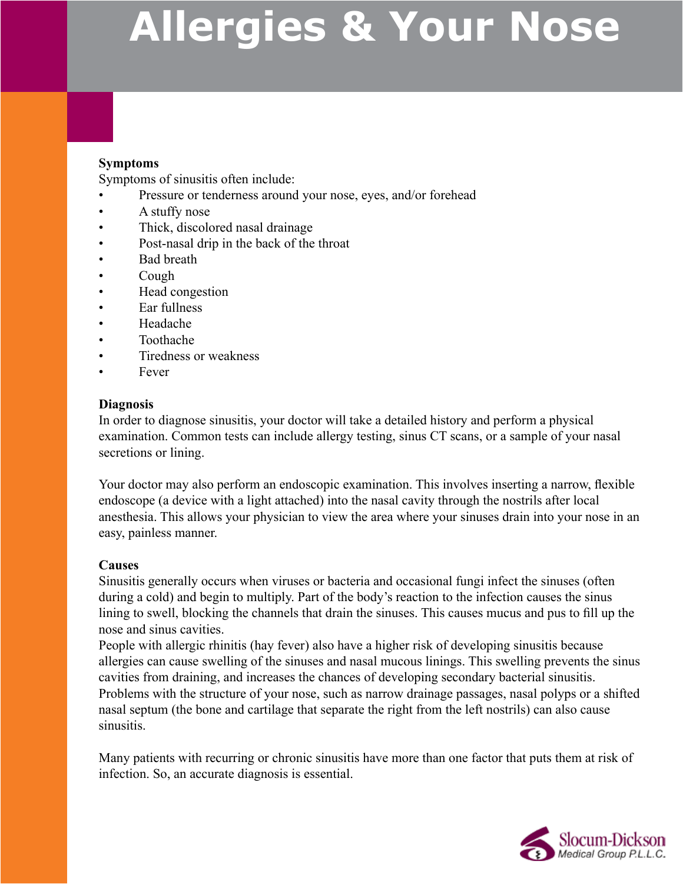# Allergies & Your Nose

**Symptoms**

Symptoms of sinusitis often include:

- Pressure or tenderness around your nose, eyes, and/or forehead
- A stuffy nose
- Thick, discolored nasal drainage
- Post-nasal drip in the back of the throat
- Bad breath
- Cough
- Head congestion
- Ear fullness
- Headache
- Toothache
- Tiredness or weakness
- Fever

**Diagnosis**

In order to diagnose sinusitis, your doctor will take a detailed history and perform a physical examination. Common tests can include allergy testing, sinus CT scans, or a sample of your nasal secretions or lining.

Your doctor may also perform an endoscopic examination. This involves inserting a narrow, flexible endoscope (a device with a light attached) into the nasal cavity through the nostrils after local anesthesia. This allows your physician to view the area where your sinuses drain into your nose in an easy, painless manner.

**Causes**

Sinusitis generally occurs when viruses or bacteria and occasional fungi infect the sinuses (often during a cold) and begin to multiply. Part of the body's reaction to the infection causes the sinus lining to swell, blocking the channels that drain the sinuses. This causes mucus and pus to fill up the nose and sinus cavities.
People with allergic rhinitis (hay fever) also have a higher risk of developing sinusitis because allergies can cause swelling of the sinuses and nasal mucous linings. This swelling prevents the sinus cavities from draining, and increases the chances of developing secondary bacterial sinusitis.
Problems with the structure of your nose, such as narrow drainage passages, nasal polyps or a shifted nasal septum (the bone and cartilage that separate the right from the left nostrils) can also cause sinusitis.

Many patients with recurring or chronic sinusitis have more than one factor that puts them at risk of infection. So, an accurate diagnosis is essential.

Slocum-Dickson Medical Group P.L.L.C.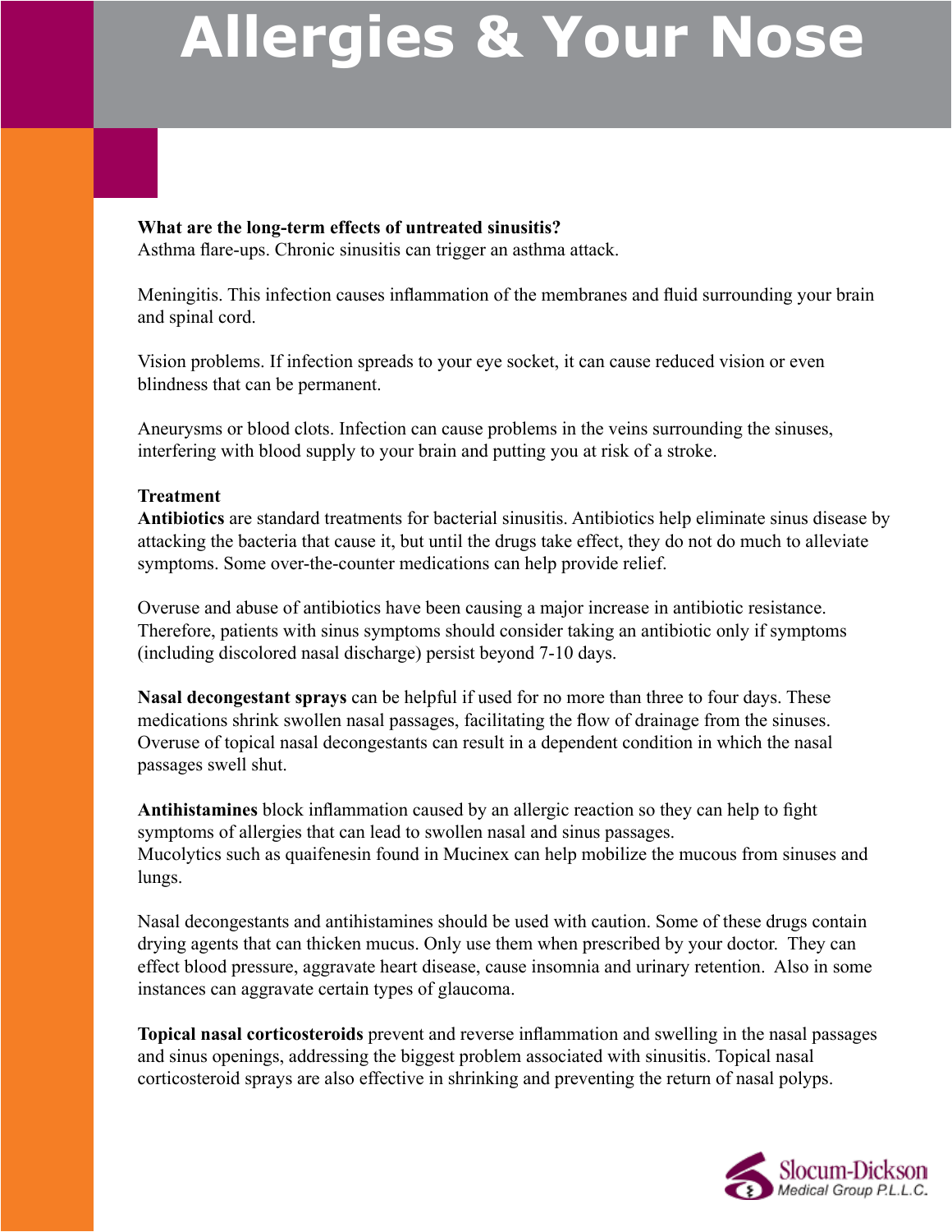**What are the long-term effects of untreated sinusitis?**
Asthma flare-ups. Chronic sinusitis can trigger an asthma attack.

Meningitis. This infection causes inflammation of the membranes and fluid surrounding your brain and spinal cord.

Vision problems. If infection spreads to your eye socket, it can cause reduced vision or even blindness that can be permanent.

Aneurysms or blood clots. Infection can cause problems in the veins surrounding the sinuses, interfering with blood supply to your brain and putting you at risk of a stroke.

**Treatment**
**Antibiotics** are standard treatments for bacterial sinusitis. Antibiotics help eliminate sinus disease by attacking the bacteria that cause it, but until the drugs take effect, they do not do much to alleviate symptoms. Some over-the-counter medications can help provide relief.

Overuse and abuse of antibiotics have been causing a major increase in antibiotic resistance. Therefore, patients with sinus symptoms should consider taking an antibiotic only if symptoms (including discolored nasal discharge) persist beyond 7-10 days.

**Nasal decongestant sprays** can be helpful if used for no more than three to four days. These medications shrink swollen nasal passages, facilitating the flow of drainage from the sinuses. Overuse of topical nasal decongestants can result in a dependent condition in which the nasal passages swell shut.

**Antihistamines** block inflammation caused by an allergic reaction so they can help to fight symptoms of allergies that can lead to swollen nasal and sinus passages.
Mucolytics such as quaifenesin found in Mucinex can help mobilize the mucous from sinuses and lungs.

Nasal decongestants and antihistamines should be used with caution. Some of these drugs contain drying agents that can thicken mucus. Only use them when prescribed by your doctor. They can effect blood pressure, aggravate heart disease, cause insomnia and urinary retention. Also in some instances can aggravate certain types of glaucoma.

**Topical nasal corticosteroids** prevent and reverse inflammation and swelling in the nasal passages and sinus openings, addressing the biggest problem associated with sinusitis. Topical nasal corticosteroid sprays are also effective in shrinking and preventing the return of nasal polyps.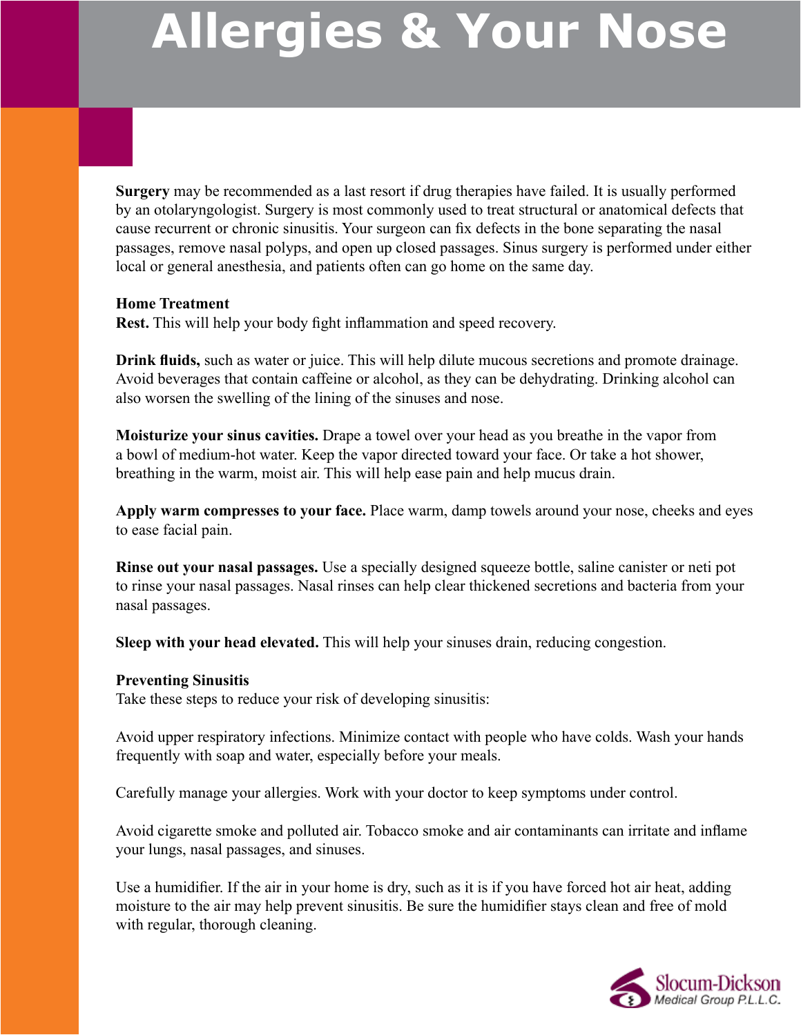# Allergies & Your Nose

**Surgery** may be recommended as a last resort if drug therapies have failed. It is usually performed by an otolaryngologist. Surgery is most commonly used to treat structural or anatomical defects that cause recurrent or chronic sinusitis. Your surgeon can fix defects in the bone separating the nasal passages, remove nasal polyps, and open up closed passages. Sinus surgery is performed under either local or general anesthesia, and patients often can go home on the same day.

**Home Treatment**

**Rest.** This will help your body fight inflammation and speed recovery.

**Drink fluids,** such as water or juice. This will help dilute mucous secretions and promote drainage. Avoid beverages that contain caffeine or alcohol, as they can be dehydrating. Drinking alcohol can also worsen the swelling of the lining of the sinuses and nose.

**Moisturize your sinus cavities.** Drape a towel over your head as you breathe in the vapor from a bowl of medium-hot water. Keep the vapor directed toward your face. Or take a hot shower, breathing in the warm, moist air. This will help ease pain and help mucus drain.

**Apply warm compresses to your face.** Place warm, damp towels around your nose, cheeks and eyes to ease facial pain.

**Rinse out your nasal passages.** Use a specially designed squeeze bottle, saline canister or neti pot to rinse your nasal passages. Nasal rinses can help clear thickened secretions and bacteria from your nasal passages.

**Sleep with your head elevated.** This will help your sinuses drain, reducing congestion.

**Preventing Sinusitis**

Take these steps to reduce your risk of developing sinusitis:

Avoid upper respiratory infections. Minimize contact with people who have colds. Wash your hands frequently with soap and water, especially before your meals.

Carefully manage your allergies. Work with your doctor to keep symptoms under control.

Avoid cigarette smoke and polluted air. Tobacco smoke and air contaminants can irritate and inflame your lungs, nasal passages, and sinuses.

Use a humidifier. If the air in your home is dry, such as it is if you have forced hot air heat, adding moisture to the air may help prevent sinusitis. Be sure the humidifier stays clean and free of mold with regular, thorough cleaning.

Slocum-Dickson Medical Group P.L.L.C.